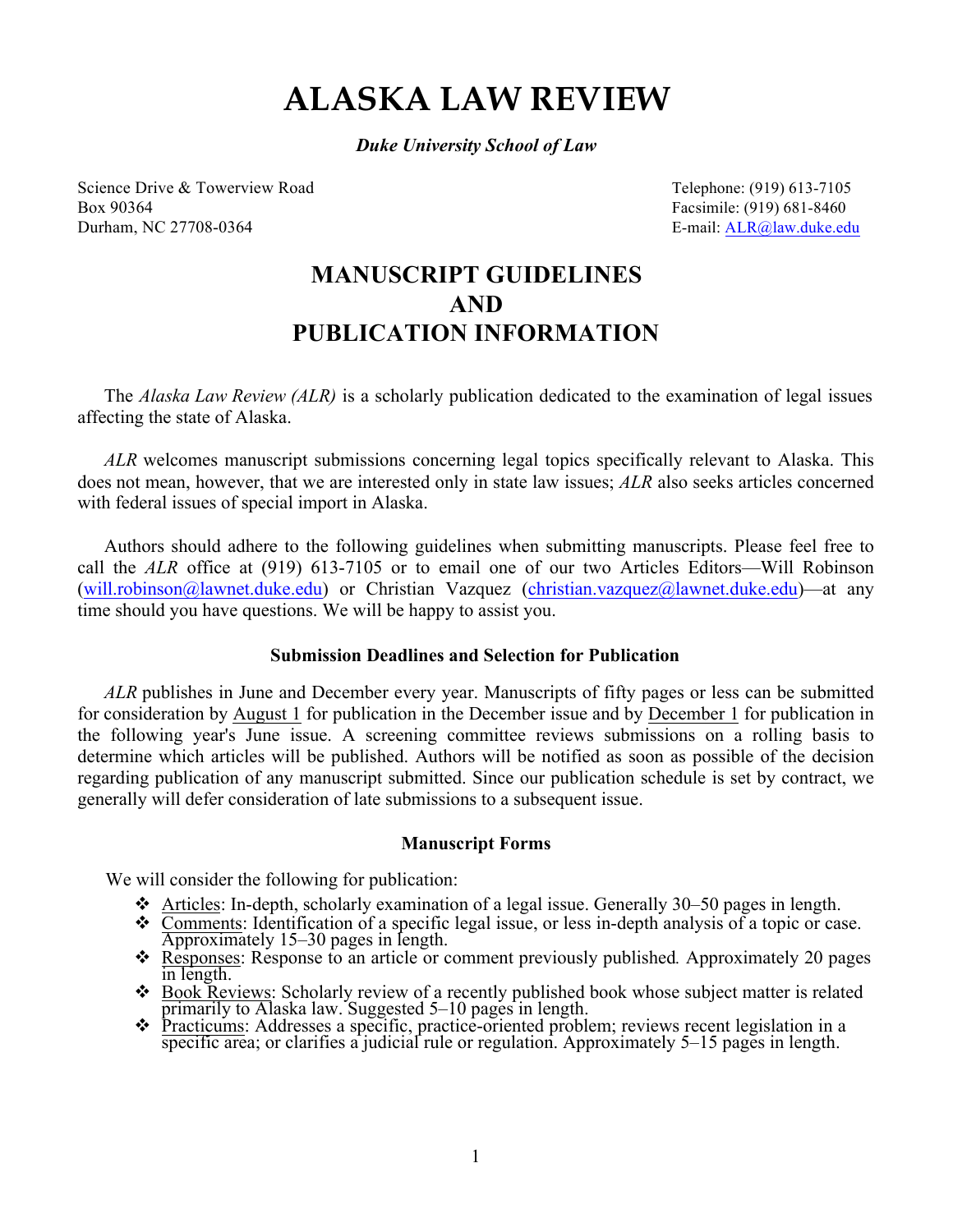# ALASKA LAW REVIEW

***Duke University School of Law***

Science Drive & Towerview Road
Box 90364
Durham, NC 27708-0364

Telephone: (919) 613-7105
Facsimile: (919) 681-8460
E-mail: ALR@law.duke.edu

## MANUSCRIPT GUIDELINES AND PUBLICATION INFORMATION

The *Alaska Law Review (ALR)* is a scholarly publication dedicated to the examination of legal issues affecting the state of Alaska.

*ALR* welcomes manuscript submissions concerning legal topics specifically relevant to Alaska. This does not mean, however, that we are interested only in state law issues; *ALR* also seeks articles concerned with federal issues of special import in Alaska.

Authors should adhere to the following guidelines when submitting manuscripts. Please feel free to call the *ALR* office at (919) 613-7105 or to email one of our two Articles Editors—Will Robinson (will.robinson@lawnet.duke.edu) or Christian Vazquez (christian.vazquez@lawnet.duke.edu)—at any time should you have questions. We will be happy to assist you.

### Submission Deadlines and Selection for Publication

*ALR* publishes in June and December every year. Manuscripts of fifty pages or less can be submitted for consideration by August 1 for publication in the December issue and by December 1 for publication in the following year's June issue. A screening committee reviews submissions on a rolling basis to determine which articles will be published. Authors will be notified as soon as possible of the decision regarding publication of any manuscript submitted. Since our publication schedule is set by contract, we generally will defer consideration of late submissions to a subsequent issue.

### Manuscript Forms

We will consider the following for publication:

- Articles: In-depth, scholarly examination of a legal issue. Generally 30–50 pages in length.
- Comments: Identification of a specific legal issue, or less in-depth analysis of a topic or case. Approximately 15–30 pages in length.
- Responses: Response to an article or comment previously published. Approximately 20 pages in length.
- Book Reviews: Scholarly review of a recently published book whose subject matter is related primarily to Alaska law. Suggested 5–10 pages in length.
- Practicums: Addresses a specific, practice-oriented problem; reviews recent legislation in a specific area; or clarifies a judicial rule or regulation. Approximately 5–15 pages in length.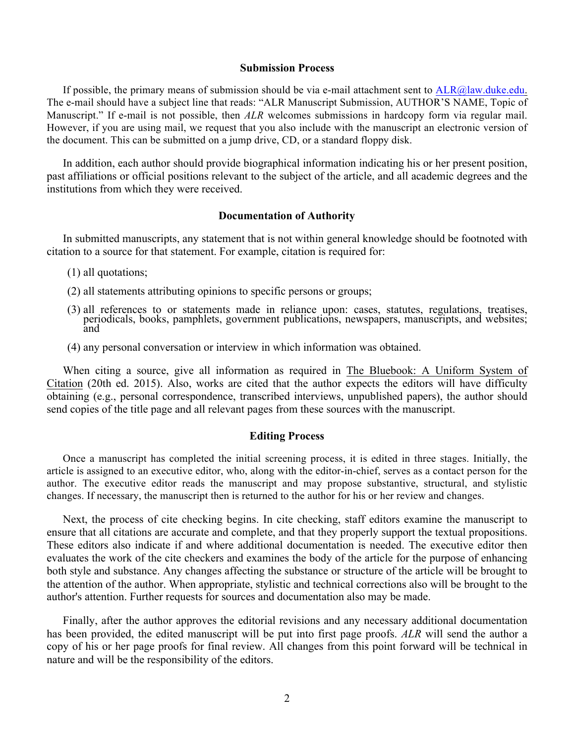## Submission Process

If possible, the primary means of submission should be via e-mail attachment sent to ALR@law.duke.edu. The e-mail should have a subject line that reads: "ALR Manuscript Submission, AUTHOR'S NAME, Topic of Manuscript." If e-mail is not possible, then *ALR* welcomes submissions in hardcopy form via regular mail. However, if you are using mail, we request that you also include with the manuscript an electronic version of the document. This can be submitted on a jump drive, CD, or a standard floppy disk.

In addition, each author should provide biographical information indicating his or her present position, past affiliations or official positions relevant to the subject of the article, and all academic degrees and the institutions from which they were received.

## Documentation of Authority

In submitted manuscripts, any statement that is not within general knowledge should be footnoted with citation to a source for that statement. For example, citation is required for:

(1) all quotations;

(2) all statements attributing opinions to specific persons or groups;

(3) all references to or statements made in reliance upon: cases, statutes, regulations, treatises, periodicals, books, pamphlets, government publications, newspapers, manuscripts, and websites; and

(4) any personal conversation or interview in which information was obtained.

When citing a source, give all information as required in The Bluebook: A Uniform System of Citation (20th ed. 2015). Also, works are cited that the author expects the editors will have difficulty obtaining (e.g., personal correspondence, transcribed interviews, unpublished papers), the author should send copies of the title page and all relevant pages from these sources with the manuscript.

## Editing Process

Once a manuscript has completed the initial screening process, it is edited in three stages. Initially, the article is assigned to an executive editor, who, along with the editor-in-chief, serves as a contact person for the author. The executive editor reads the manuscript and may propose substantive, structural, and stylistic changes. If necessary, the manuscript then is returned to the author for his or her review and changes.

Next, the process of cite checking begins. In cite checking, staff editors examine the manuscript to ensure that all citations are accurate and complete, and that they properly support the textual propositions. These editors also indicate if and where additional documentation is needed. The executive editor then evaluates the work of the cite checkers and examines the body of the article for the purpose of enhancing both style and substance. Any changes affecting the substance or structure of the article will be brought to the attention of the author. When appropriate, stylistic and technical corrections also will be brought to the author's attention. Further requests for sources and documentation also may be made.

Finally, after the author approves the editorial revisions and any necessary additional documentation has been provided, the edited manuscript will be put into first page proofs. *ALR* will send the author a copy of his or her page proofs for final review. All changes from this point forward will be technical in nature and will be the responsibility of the editors.